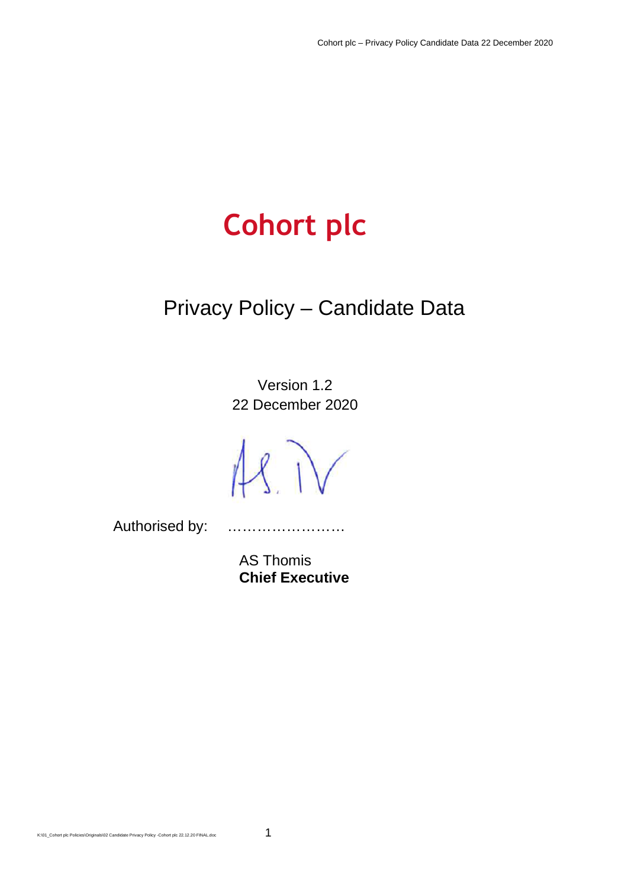# Cohort plc

## Privacy Policy – Candidate Data

Version 1.2
22 December 2020

Authorised by: ……………………

AS Thomis
**Chief Executive**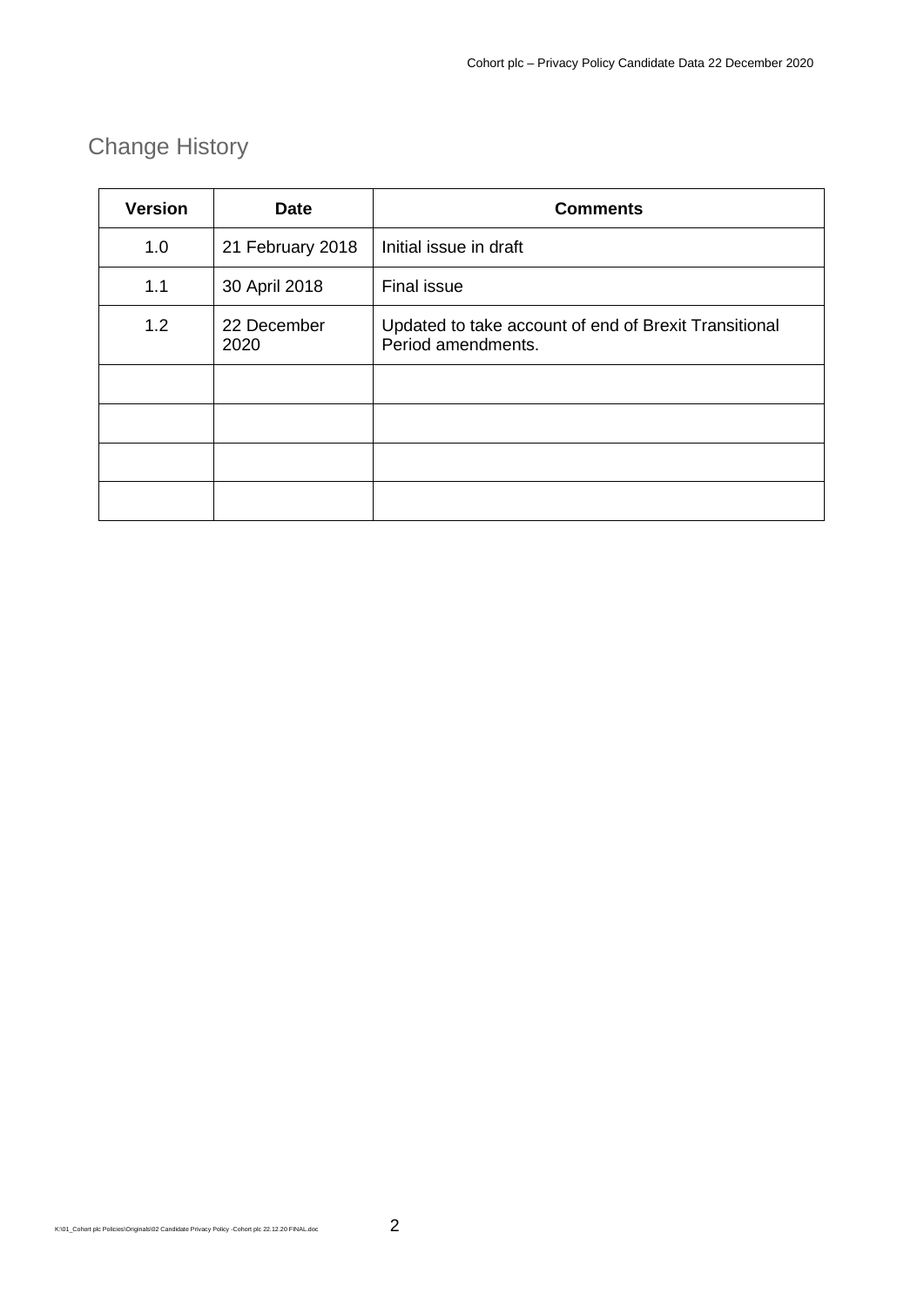## Change History

| Version | Date | Comments |
| --- | --- | --- |
| 1.0 | 21 February 2018 | Initial issue in draft |
| 1.1 | 30 April 2018 | Final issue |
| 1.2 | 22 December 2020 | Updated to take account of end of Brexit Transitional Period amendments. |
| | | |
| | | |
| | | |
| | | |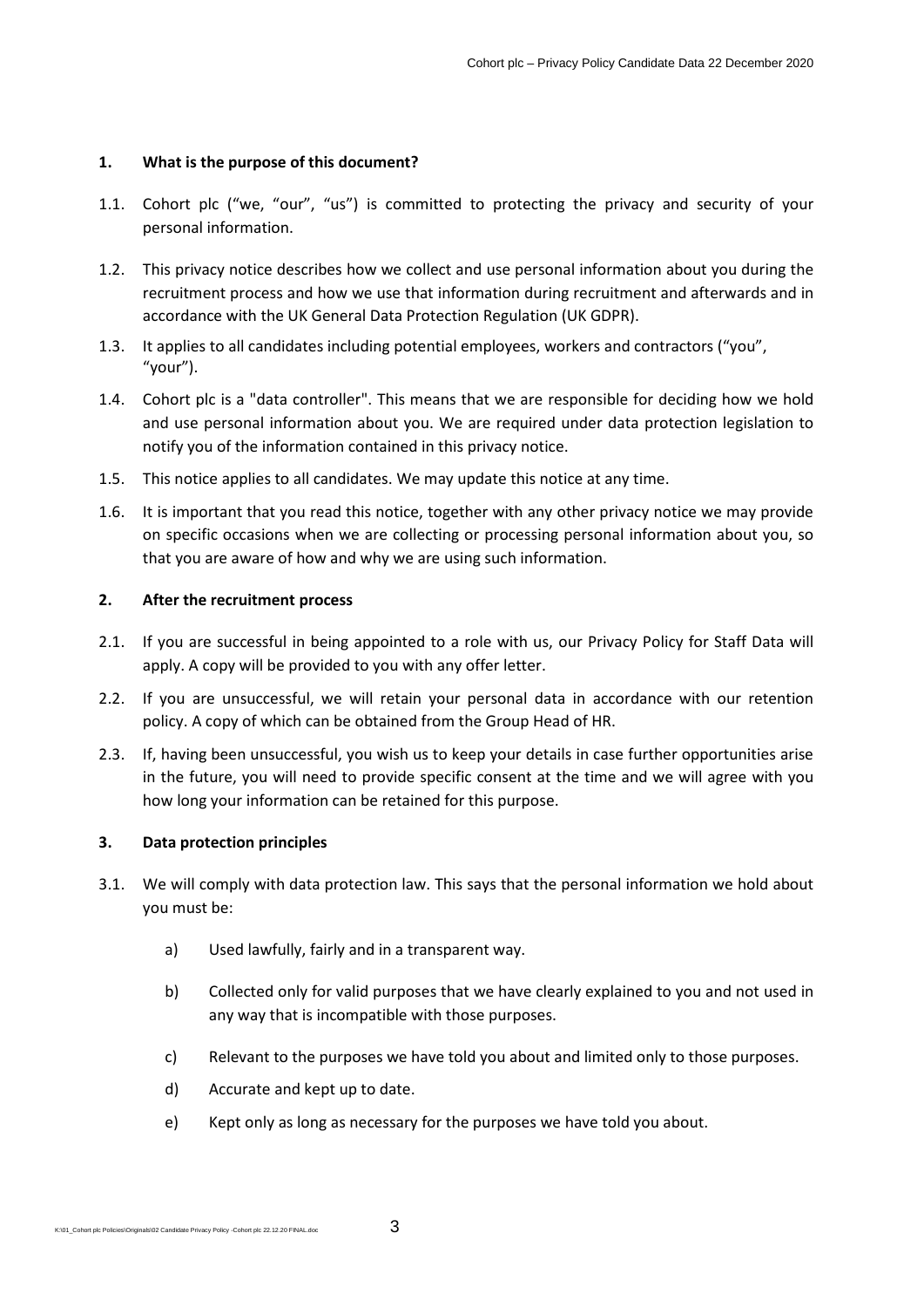## 1. What is the purpose of this document?

1.1. Cohort plc ("we, "our", "us") is committed to protecting the privacy and security of your personal information.

1.2. This privacy notice describes how we collect and use personal information about you during the recruitment process and how we use that information during recruitment and afterwards and in accordance with the UK General Data Protection Regulation (UK GDPR).

1.3. It applies to all candidates including potential employees, workers and contractors ("you", "your").

1.4. Cohort plc is a "data controller". This means that we are responsible for deciding how we hold and use personal information about you. We are required under data protection legislation to notify you of the information contained in this privacy notice.

1.5. This notice applies to all candidates. We may update this notice at any time.

1.6. It is important that you read this notice, together with any other privacy notice we may provide on specific occasions when we are collecting or processing personal information about you, so that you are aware of how and why we are using such information.

## 2. After the recruitment process

2.1. If you are successful in being appointed to a role with us, our Privacy Policy for Staff Data will apply. A copy will be provided to you with any offer letter.

2.2. If you are unsuccessful, we will retain your personal data in accordance with our retention policy. A copy of which can be obtained from the Group Head of HR.

2.3. If, having been unsuccessful, you wish us to keep your details in case further opportunities arise in the future, you will need to provide specific consent at the time and we will agree with you how long your information can be retained for this purpose.

## 3. Data protection principles

3.1. We will comply with data protection law. This says that the personal information we hold about you must be:

a) Used lawfully, fairly and in a transparent way.

b) Collected only for valid purposes that we have clearly explained to you and not used in any way that is incompatible with those purposes.

c) Relevant to the purposes we have told you about and limited only to those purposes.

d) Accurate and kept up to date.

e) Kept only as long as necessary for the purposes we have told you about.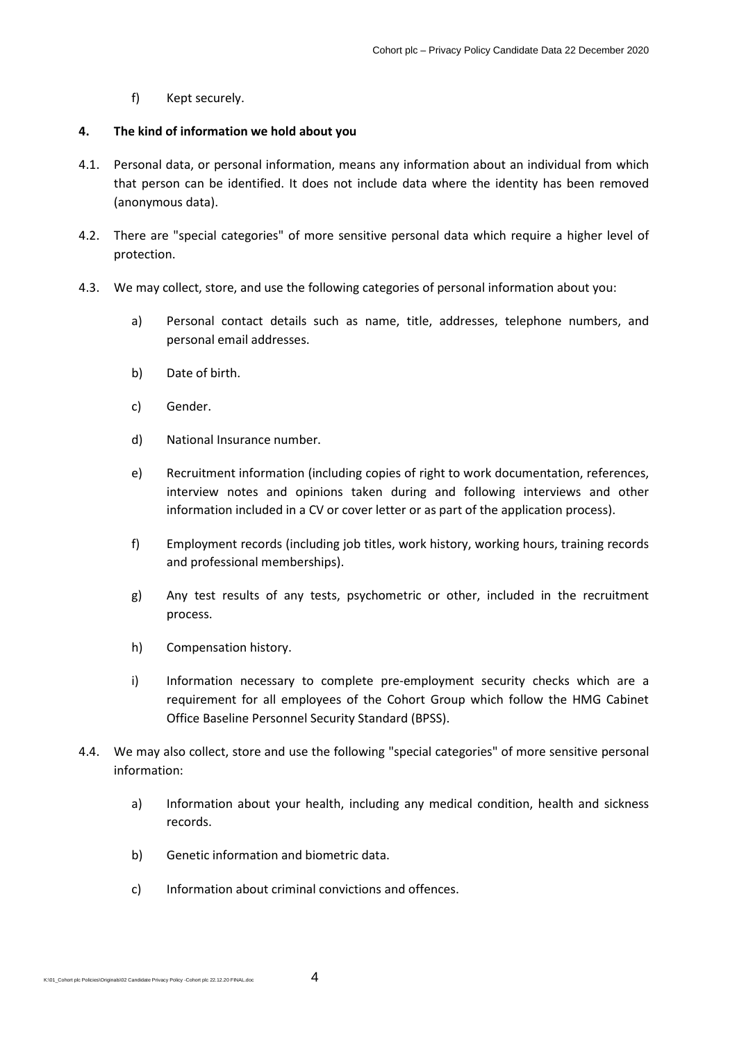f) Kept securely.

## 4. The kind of information we hold about you

4.1. Personal data, or personal information, means any information about an individual from which that person can be identified. It does not include data where the identity has been removed (anonymous data).

4.2. There are "special categories" of more sensitive personal data which require a higher level of protection.

4.3. We may collect, store, and use the following categories of personal information about you:

a) Personal contact details such as name, title, addresses, telephone numbers, and personal email addresses.

b) Date of birth.

c) Gender.

d) National Insurance number.

e) Recruitment information (including copies of right to work documentation, references, interview notes and opinions taken during and following interviews and other information included in a CV or cover letter or as part of the application process).

f) Employment records (including job titles, work history, working hours, training records and professional memberships).

g) Any test results of any tests, psychometric or other, included in the recruitment process.

h) Compensation history.

i) Information necessary to complete pre-employment security checks which are a requirement for all employees of the Cohort Group which follow the HMG Cabinet Office Baseline Personnel Security Standard (BPSS).

4.4. We may also collect, store and use the following "special categories" of more sensitive personal information:

a) Information about your health, including any medical condition, health and sickness records.

b) Genetic information and biometric data.

c) Information about criminal convictions and offences.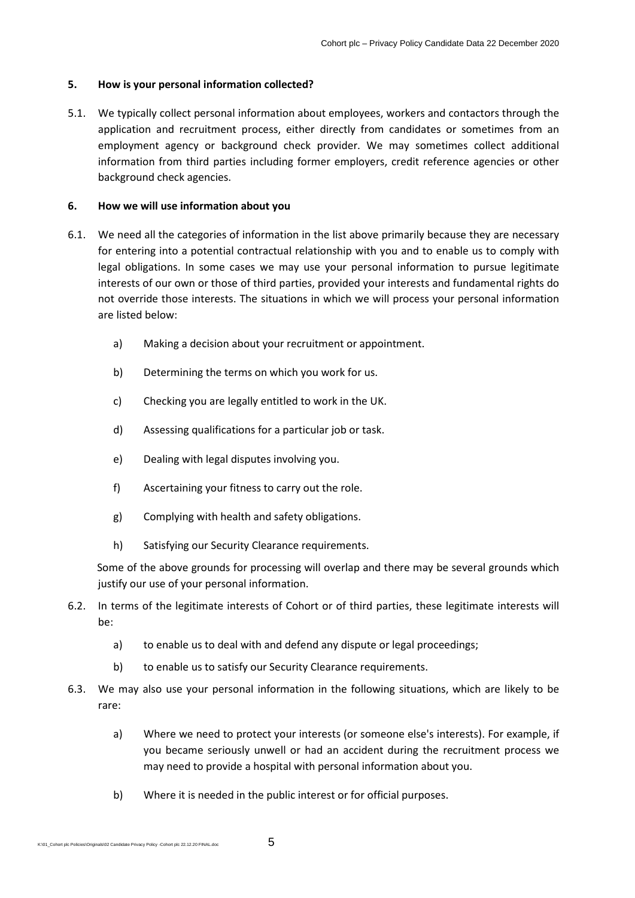## 5. How is your personal information collected?

5.1. We typically collect personal information about employees, workers and contactors through the application and recruitment process, either directly from candidates or sometimes from an employment agency or background check provider. We may sometimes collect additional information from third parties including former employers, credit reference agencies or other background check agencies.

## 6. How we will use information about you

6.1. We need all the categories of information in the list above primarily because they are necessary for entering into a potential contractual relationship with you and to enable us to comply with legal obligations. In some cases we may use your personal information to pursue legitimate interests of our own or those of third parties, provided your interests and fundamental rights do not override those interests. The situations in which we will process your personal information are listed below:

   a) Making a decision about your recruitment or appointment.

   b) Determining the terms on which you work for us.

   c) Checking you are legally entitled to work in the UK.

   d) Assessing qualifications for a particular job or task.

   e) Dealing with legal disputes involving you.

   f) Ascertaining your fitness to carry out the role.

   g) Complying with health and safety obligations.

   h) Satisfying our Security Clearance requirements.

   Some of the above grounds for processing will overlap and there may be several grounds which justify our use of your personal information.

6.2. In terms of the legitimate interests of Cohort or of third parties, these legitimate interests will be:

   a) to enable us to deal with and defend any dispute or legal proceedings;

   b) to enable us to satisfy our Security Clearance requirements.

6.3. We may also use your personal information in the following situations, which are likely to be rare:

   a) Where we need to protect your interests (or someone else's interests). For example, if you became seriously unwell or had an accident during the recruitment process we may need to provide a hospital with personal information about you.

   b) Where it is needed in the public interest or for official purposes.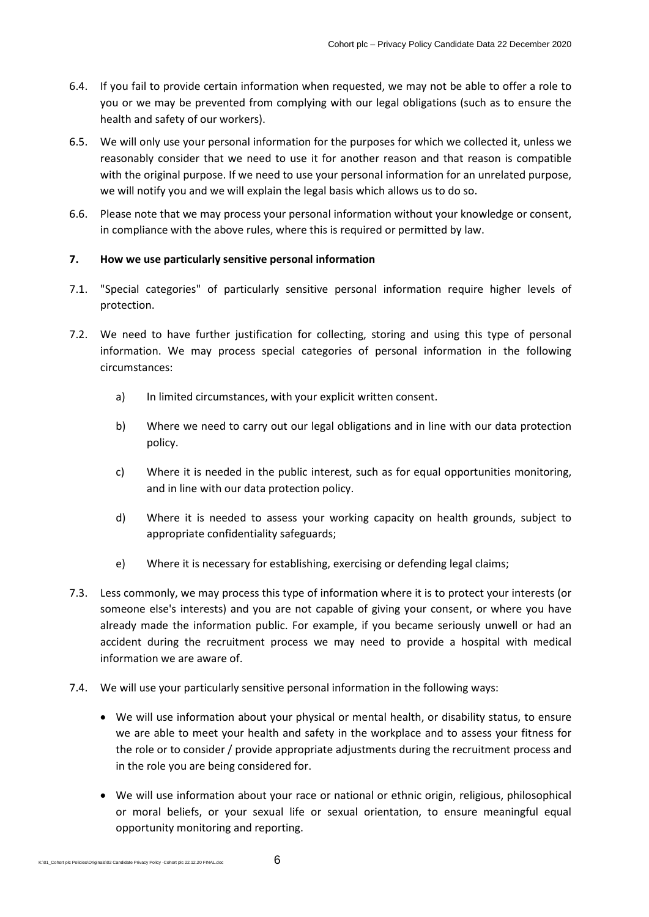6.4. If you fail to provide certain information when requested, we may not be able to offer a role to you or we may be prevented from complying with our legal obligations (such as to ensure the health and safety of our workers).

6.5. We will only use your personal information for the purposes for which we collected it, unless we reasonably consider that we need to use it for another reason and that reason is compatible with the original purpose. If we need to use your personal information for an unrelated purpose, we will notify you and we will explain the legal basis which allows us to do so.

6.6. Please note that we may process your personal information without your knowledge or consent, in compliance with the above rules, where this is required or permitted by law.

**7. How we use particularly sensitive personal information**

7.1. "Special categories" of particularly sensitive personal information require higher levels of protection.

7.2. We need to have further justification for collecting, storing and using this type of personal information. We may process special categories of personal information in the following circumstances:

a) In limited circumstances, with your explicit written consent.

b) Where we need to carry out our legal obligations and in line with our data protection policy.

c) Where it is needed in the public interest, such as for equal opportunities monitoring, and in line with our data protection policy.

d) Where it is needed to assess your working capacity on health grounds, subject to appropriate confidentiality safeguards;

e) Where it is necessary for establishing, exercising or defending legal claims;

7.3. Less commonly, we may process this type of information where it is to protect your interests (or someone else's interests) and you are not capable of giving your consent, or where you have already made the information public. For example, if you became seriously unwell or had an accident during the recruitment process we may need to provide a hospital with medical information we are aware of.

7.4. We will use your particularly sensitive personal information in the following ways:

- We will use information about your physical or mental health, or disability status, to ensure we are able to meet your health and safety in the workplace and to assess your fitness for the role or to consider / provide appropriate adjustments during the recruitment process and in the role you are being considered for.
- We will use information about your race or national or ethnic origin, religious, philosophical or moral beliefs, or your sexual life or sexual orientation, to ensure meaningful equal opportunity monitoring and reporting.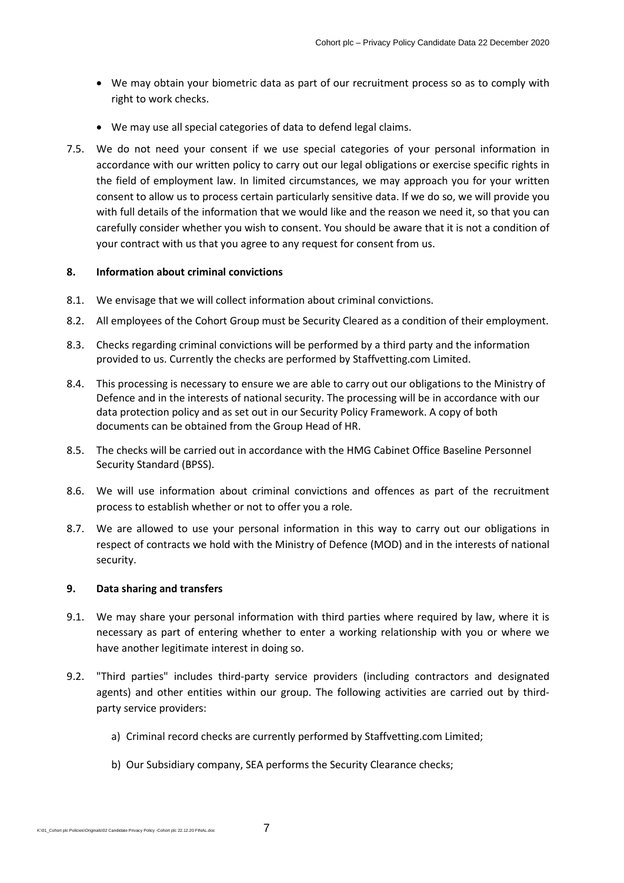- We may obtain your biometric data as part of our recruitment process so as to comply with right to work checks.
- We may use all special categories of data to defend legal claims.

7.5. We do not need your consent if we use special categories of your personal information in accordance with our written policy to carry out our legal obligations or exercise specific rights in the field of employment law. In limited circumstances, we may approach you for your written consent to allow us to process certain particularly sensitive data. If we do so, we will provide you with full details of the information that we would like and the reason we need it, so that you can carefully consider whether you wish to consent. You should be aware that it is not a condition of your contract with us that you agree to any request for consent from us.

## 8. Information about criminal convictions

8.1. We envisage that we will collect information about criminal convictions.

8.2. All employees of the Cohort Group must be Security Cleared as a condition of their employment.

8.3. Checks regarding criminal convictions will be performed by a third party and the information provided to us. Currently the checks are performed by Staffvetting.com Limited.

8.4. This processing is necessary to ensure we are able to carry out our obligations to the Ministry of Defence and in the interests of national security. The processing will be in accordance with our data protection policy and as set out in our Security Policy Framework. A copy of both documents can be obtained from the Group Head of HR.

8.5. The checks will be carried out in accordance with the HMG Cabinet Office Baseline Personnel Security Standard (BPSS).

8.6. We will use information about criminal convictions and offences as part of the recruitment process to establish whether or not to offer you a role.

8.7. We are allowed to use your personal information in this way to carry out our obligations in respect of contracts we hold with the Ministry of Defence (MOD) and in the interests of national security.

## 9. Data sharing and transfers

9.1. We may share your personal information with third parties where required by law, where it is necessary as part of entering whether to enter a working relationship with you or where we have another legitimate interest in doing so.

9.2. "Third parties" includes third-party service providers (including contractors and designated agents) and other entities within our group. The following activities are carried out by third-party service providers:

a) Criminal record checks are currently performed by Staffvetting.com Limited;

b) Our Subsidiary company, SEA performs the Security Clearance checks;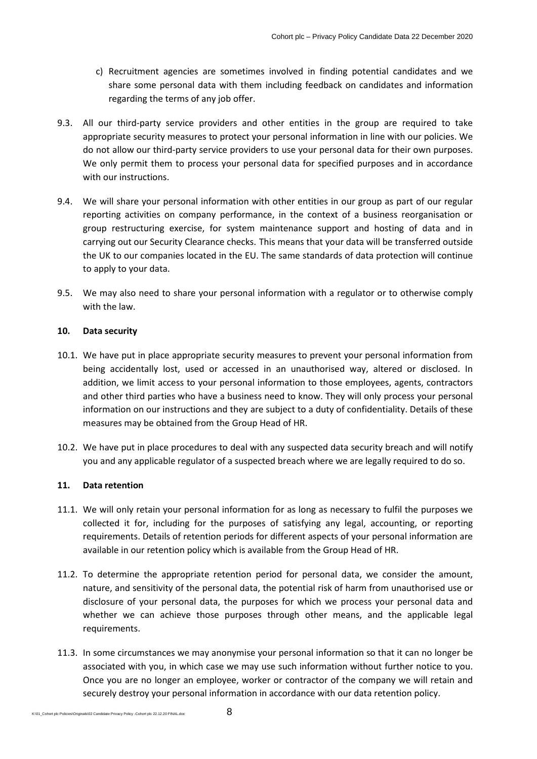c) Recruitment agencies are sometimes involved in finding potential candidates and we share some personal data with them including feedback on candidates and information regarding the terms of any job offer.

9.3. All our third-party service providers and other entities in the group are required to take appropriate security measures to protect your personal information in line with our policies. We do not allow our third-party service providers to use your personal data for their own purposes. We only permit them to process your personal data for specified purposes and in accordance with our instructions.

9.4. We will share your personal information with other entities in our group as part of our regular reporting activities on company performance, in the context of a business reorganisation or group restructuring exercise, for system maintenance support and hosting of data and in carrying out our Security Clearance checks. This means that your data will be transferred outside the UK to our companies located in the EU. The same standards of data protection will continue to apply to your data.

9.5. We may also need to share your personal information with a regulator or to otherwise comply with the law.

## 10. Data security

10.1. We have put in place appropriate security measures to prevent your personal information from being accidentally lost, used or accessed in an unauthorised way, altered or disclosed. In addition, we limit access to your personal information to those employees, agents, contractors and other third parties who have a business need to know. They will only process your personal information on our instructions and they are subject to a duty of confidentiality. Details of these measures may be obtained from the Group Head of HR.

10.2. We have put in place procedures to deal with any suspected data security breach and will notify you and any applicable regulator of a suspected breach where we are legally required to do so.

## 11. Data retention

11.1. We will only retain your personal information for as long as necessary to fulfil the purposes we collected it for, including for the purposes of satisfying any legal, accounting, or reporting requirements. Details of retention periods for different aspects of your personal information are available in our retention policy which is available from the Group Head of HR.

11.2. To determine the appropriate retention period for personal data, we consider the amount, nature, and sensitivity of the personal data, the potential risk of harm from unauthorised use or disclosure of your personal data, the purposes for which we process your personal data and whether we can achieve those purposes through other means, and the applicable legal requirements.

11.3. In some circumstances we may anonymise your personal information so that it can no longer be associated with you, in which case we may use such information without further notice to you. Once you are no longer an employee, worker or contractor of the company we will retain and securely destroy your personal information in accordance with our data retention policy.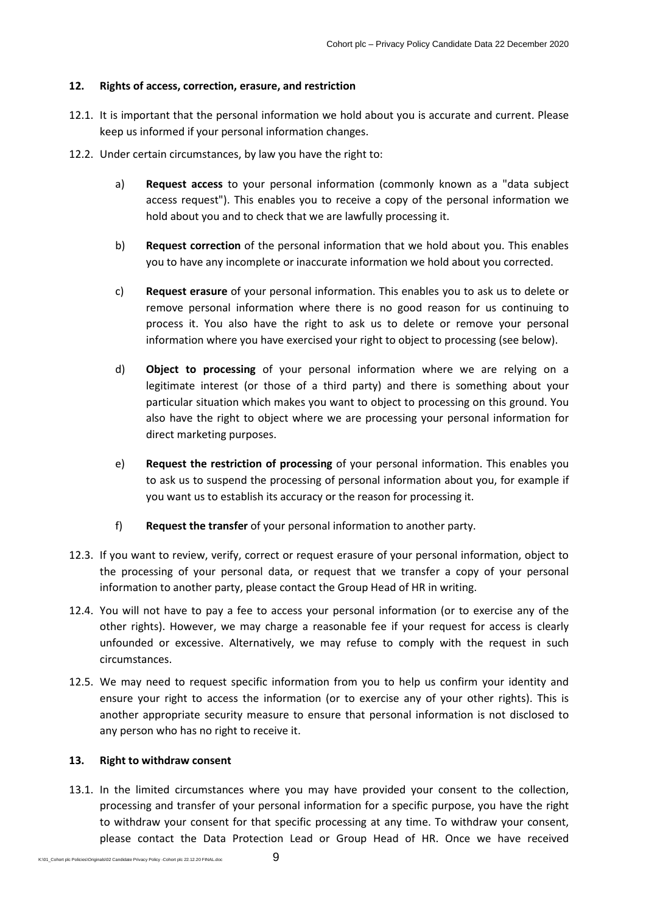## 12. Rights of access, correction, erasure, and restriction

12.1. It is important that the personal information we hold about you is accurate and current. Please keep us informed if your personal information changes.

12.2. Under certain circumstances, by law you have the right to:

a) **Request access** to your personal information (commonly known as a "data subject access request"). This enables you to receive a copy of the personal information we hold about you and to check that we are lawfully processing it.

b) **Request correction** of the personal information that we hold about you. This enables you to have any incomplete or inaccurate information we hold about you corrected.

c) **Request erasure** of your personal information. This enables you to ask us to delete or remove personal information where there is no good reason for us continuing to process it. You also have the right to ask us to delete or remove your personal information where you have exercised your right to object to processing (see below).

d) **Object to processing** of your personal information where we are relying on a legitimate interest (or those of a third party) and there is something about your particular situation which makes you want to object to processing on this ground. You also have the right to object where we are processing your personal information for direct marketing purposes.

e) **Request the restriction of processing** of your personal information. This enables you to ask us to suspend the processing of personal information about you, for example if you want us to establish its accuracy or the reason for processing it.

f) **Request the transfer** of your personal information to another party.

12.3. If you want to review, verify, correct or request erasure of your personal information, object to the processing of your personal data, or request that we transfer a copy of your personal information to another party, please contact the Group Head of HR in writing.

12.4. You will not have to pay a fee to access your personal information (or to exercise any of the other rights). However, we may charge a reasonable fee if your request for access is clearly unfounded or excessive. Alternatively, we may refuse to comply with the request in such circumstances.

12.5. We may need to request specific information from you to help us confirm your identity and ensure your right to access the information (or to exercise any of your other rights). This is another appropriate security measure to ensure that personal information is not disclosed to any person who has no right to receive it.

## 13. Right to withdraw consent

13.1. In the limited circumstances where you may have provided your consent to the collection, processing and transfer of your personal information for a specific purpose, you have the right to withdraw your consent for that specific processing at any time. To withdraw your consent, please contact the Data Protection Lead or Group Head of HR. Once we have received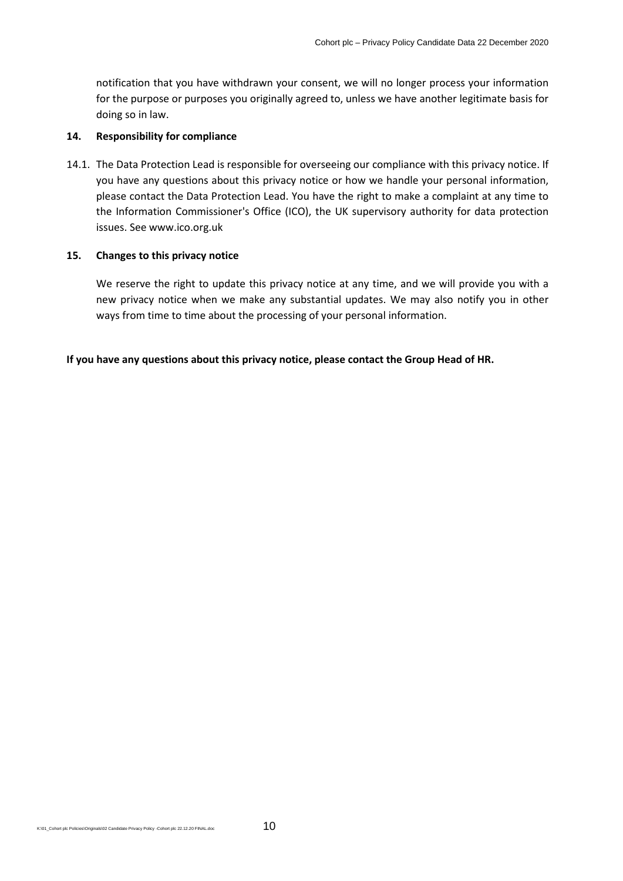notification that you have withdrawn your consent, we will no longer process your information for the purpose or purposes you originally agreed to, unless we have another legitimate basis for doing so in law.

### 14. Responsibility for compliance

14.1. The Data Protection Lead is responsible for overseeing our compliance with this privacy notice. If you have any questions about this privacy notice or how we handle your personal information, please contact the Data Protection Lead. You have the right to make a complaint at any time to the Information Commissioner's Office (ICO), the UK supervisory authority for data protection issues. See www.ico.org.uk

### 15. Changes to this privacy notice

We reserve the right to update this privacy notice at any time, and we will provide you with a new privacy notice when we make any substantial updates. We may also notify you in other ways from time to time about the processing of your personal information.

**If you have any questions about this privacy notice, please contact the Group Head of HR.**